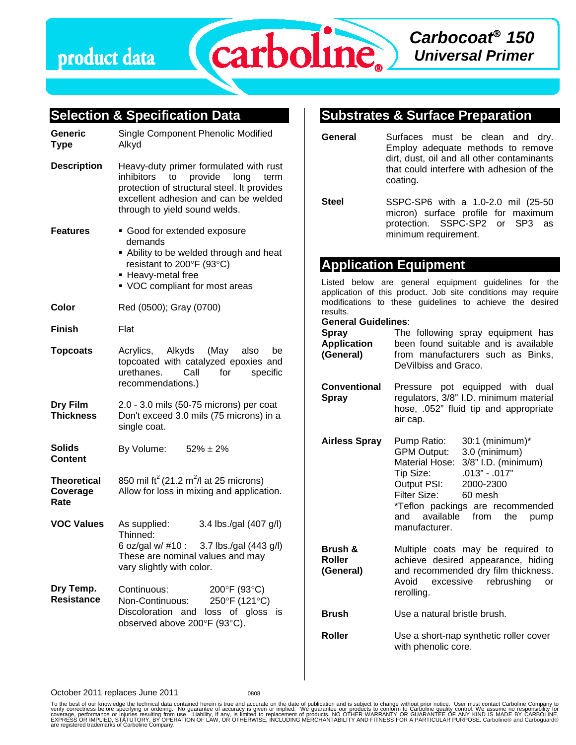# Carbocoat® 150 Universal Primer

## Selection & Specification Data

**Generic Type**
Single Component Phenolic Modified Alkyd

**Description**
Heavy-duty primer formulated with rust inhibitors to provide long term protection of structural steel. It provides excellent adhesion and can be welded through to yield sound welds.

**Features**
- Good for extended exposure demands
- Ability to be welded through and heat resistant to 200°F (93°C)
- Heavy-metal free
- VOC compliant for most areas

**Color**
Red (0500); Gray (0700)

**Finish**
Flat

**Topcoats**
Acrylics, Alkyds (May also be topcoated with catalyzed epoxies and urethanes. Call for specific recommendations.)

**Dry Film Thickness**
2.0 - 3.0 mils (50-75 microns) per coat
Don't exceed 3.0 mils (75 microns) in a single coat.

**Solids Content**
By Volume: 52% ± 2%

**Theoretical Coverage Rate**
850 mil ft² (21.2 m²/l at 25 microns)
Allow for loss in mixing and application.

**VOC Values**
As supplied: 3.4 lbs./gal (407 g/l)
Thinned:
6 oz/gal w/ #10 : 3.7 lbs./gal (443 g/l)
These are nominal values and may vary slightly with color.

**Dry Temp. Resistance**
Continuous: 200°F (93°C)
Non-Continuous: 250°F (121°C)
Discoloration and loss of gloss is observed above 200°F (93°C).

## Substrates & Surface Preparation

**General**
Surfaces must be clean and dry. Employ adequate methods to remove dirt, dust, oil and all other contaminants that could interfere with adhesion of the coating.

**Steel**
SSPC-SP6 with a 1.0-2.0 mil (25-50 micron) surface profile for maximum protection. SSPC-SP2 or SP3 as minimum requirement.

## Application Equipment

Listed below are general equipment guidelines for the application of this product. Job site conditions may require modifications to these guidelines to achieve the desired results.

**General Guidelines**:

**Spray Application (General)**
The following spray equipment has been found suitable and is available from manufacturers such as Binks, DeVilbiss and Graco.

**Conventional Spray**
Pressure pot equipped with dual regulators, 3/8" I.D. minimum material hose, .052" fluid tip and appropriate air cap.

**Airless Spray**
Pump Ratio: 30:1 (minimum)*
GPM Output: 3.0 (minimum)
Material Hose: 3/8" I.D. (minimum)
Tip Size: .013" - .017"
Output PSI: 2000-2300
Filter Size: 60 mesh
*Teflon packings are recommended and available from the pump manufacturer.

**Brush & Roller (General)**
Multiple coats may be required to achieve desired appearance, hiding and recommended dry film thickness. Avoid excessive rebrushing or rerolling.

**Brush**
Use a natural bristle brush.

**Roller**
Use a short-nap synthetic roller cover with phenolic core.

October 2011 replaces June 2011 0808

To the best of our knowledge the technical data contained herein is true and accurate on the date of publication and is subject to change without prior notice. User must contact Carboline Company to verify correctness before specifying or ordering. No guarantee of accuracy is given or implied. We guarantee our products to conform to Carboline quality control. We assume no responsibility for coverage, performance or injuries resulting from use. Liability, if any, is limited to replacement of products. NO OTHER WARRANTY OR GUARANTEE OF ANY KIND IS MADE BY CARBOLINE, EXPRESS OR IMPLIED, STATUTORY, BY OPERATION OF LAW, OR OTHERWISE, INCLUDING MERCHANTABILITY AND FITNESS FOR A PARTICULAR PURPOSE. Carboline® and Carboguard® are registered trademarks of Carboline Company.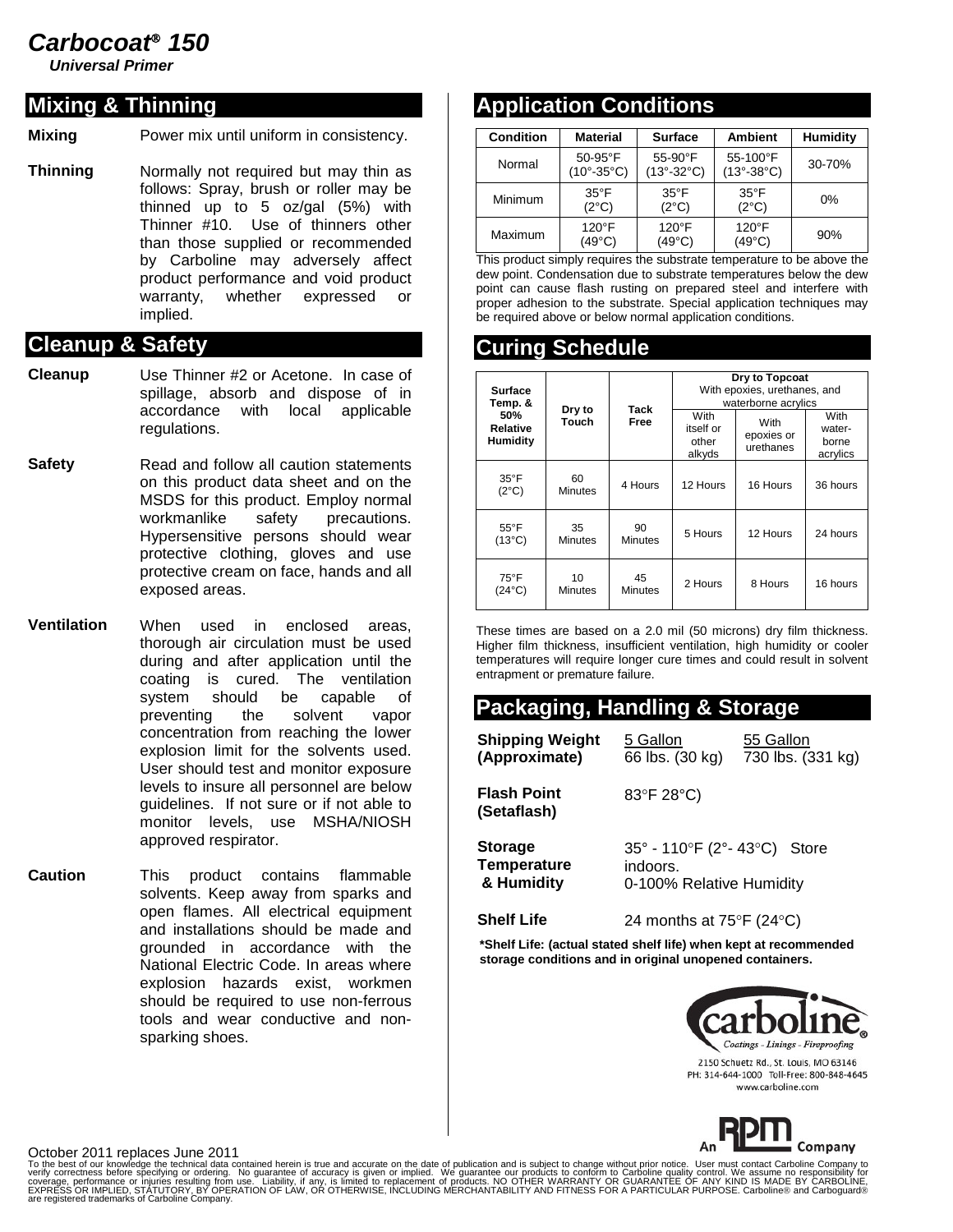# Carbocoat® 150

***Universal Primer***

## Mixing & Thinning

**Mixing** Power mix until uniform in consistency.

**Thinning** Normally not required but may thin as follows: Spray, brush or roller may be thinned up to 5 oz/gal (5%) with Thinner #10. Use of thinners other than those supplied or recommended by Carboline may adversely affect product performance and void product warranty, whether expressed or implied.

## Cleanup & Safety

**Cleanup** Use Thinner #2 or Acetone. In case of spillage, absorb and dispose of in accordance with local applicable regulations.

**Safety** Read and follow all caution statements on this product data sheet and on the MSDS for this product. Employ normal workmanlike safety precautions. Hypersensitive persons should wear protective clothing, gloves and use protective cream on face, hands and all exposed areas.

**Ventilation** When used in enclosed areas, thorough air circulation must be used during and after application until the coating is cured. The ventilation system should be capable of preventing the solvent vapor concentration from reaching the lower explosion limit for the solvents used. User should test and monitor exposure levels to insure all personnel are below guidelines. If not sure or if not able to monitor levels, use MSHA/NIOSH approved respirator.

**Caution** This product contains flammable solvents. Keep away from sparks and open flames. All electrical equipment and installations should be made and grounded in accordance with the National Electric Code. In areas where explosion hazards exist, workmen should be required to use non-ferrous tools and wear conductive and non-sparking shoes.

## Application Conditions

| Condition | Material | Surface | Ambient | Humidity |
|---|---|---|---|---|
| Normal | 50-95°F (10°-35°C) | 55-90°F (13°-32°C) | 55-100°F (13°-38°C) | 30-70% |
| Minimum | 35°F (2°C) | 35°F (2°C) | 35°F (2°C) | 0% |
| Maximum | 120°F (49°C) | 120°F (49°C) | 120°F (49°C) | 90% |

This product simply requires the substrate temperature to be above the dew point. Condensation due to substrate temperatures below the dew point can cause flash rusting on prepared steel and interfere with proper adhesion to the substrate. Special application techniques may be required above or below normal application conditions.

## Curing Schedule

| Surface Temp. & 50% Relative Humidity | Dry to Touch | Tack Free | Dry to Topcoat With epoxies, urethanes, and waterborne acrylics | | |
|---|---|---|---|---|---|
| | | | With itself or other alkyds | With epoxies or urethanes | With water-borne acrylics |
| 35°F (2°C) | 60 Minutes | 4 Hours | 12 Hours | 16 Hours | 36 hours |
| 55°F (13°C) | 35 Minutes | 90 Minutes | 5 Hours | 12 Hours | 24 hours |
| 75°F (24°C) | 10 Minutes | 45 Minutes | 2 Hours | 8 Hours | 16 hours |

These times are based on a 2.0 mil (50 microns) dry film thickness. Higher film thickness, insufficient ventilation, high humidity or cooler temperatures will require longer cure times and could result in solvent entrapment or premature failure.

## Packaging, Handling & Storage

**Shipping Weight (Approximate)** 5 Gallon: 66 lbs. (30 kg) 55 Gallon: 730 lbs. (331 kg)

**Flash Point (Setaflash)** 83°F 28°C)

**Storage Temperature & Humidity** 35° - 110°F (2°- 43°C) Store indoors.
0-100% Relative Humidity

**Shelf Life** 24 months at 75°F (24°C)

**\*Shelf Life: (actual stated shelf life) when kept at recommended storage conditions and in original unopened containers.**

carboline® Coatings - Linings - Fireproofing
2150 Schuetz Rd., St. Louis, MO 63146
PH: 314-644-1000 Toll-Free: 800-848-4645
www.carboline.com

An RPM Company

October 2011 replaces June 2011

To the best of our knowledge the technical data contained herein is true and accurate on the date of publication and is subject to change without prior notice. User must contact Carboline Company to verify correctness before specifying or ordering. No guarantee of accuracy is given or implied. We guarantee our products to conform to Carboline quality control. We assume no responsibility for coverage, performance or injuries resulting from use. Liability, if any, is limited to replacement of products. NO OTHER WARRANTY OR GUARANTEE OF ANY KIND IS MADE BY CARBOLINE, EXPRESS OR IMPLIED, STATUTORY, BY OPERATION OF LAW, OR OTHERWISE, INCLUDING MERCHANTABILITY AND FITNESS FOR A PARTICULAR PURPOSE. Carboline® and Carboguard® are registered trademarks of Carboline Company.